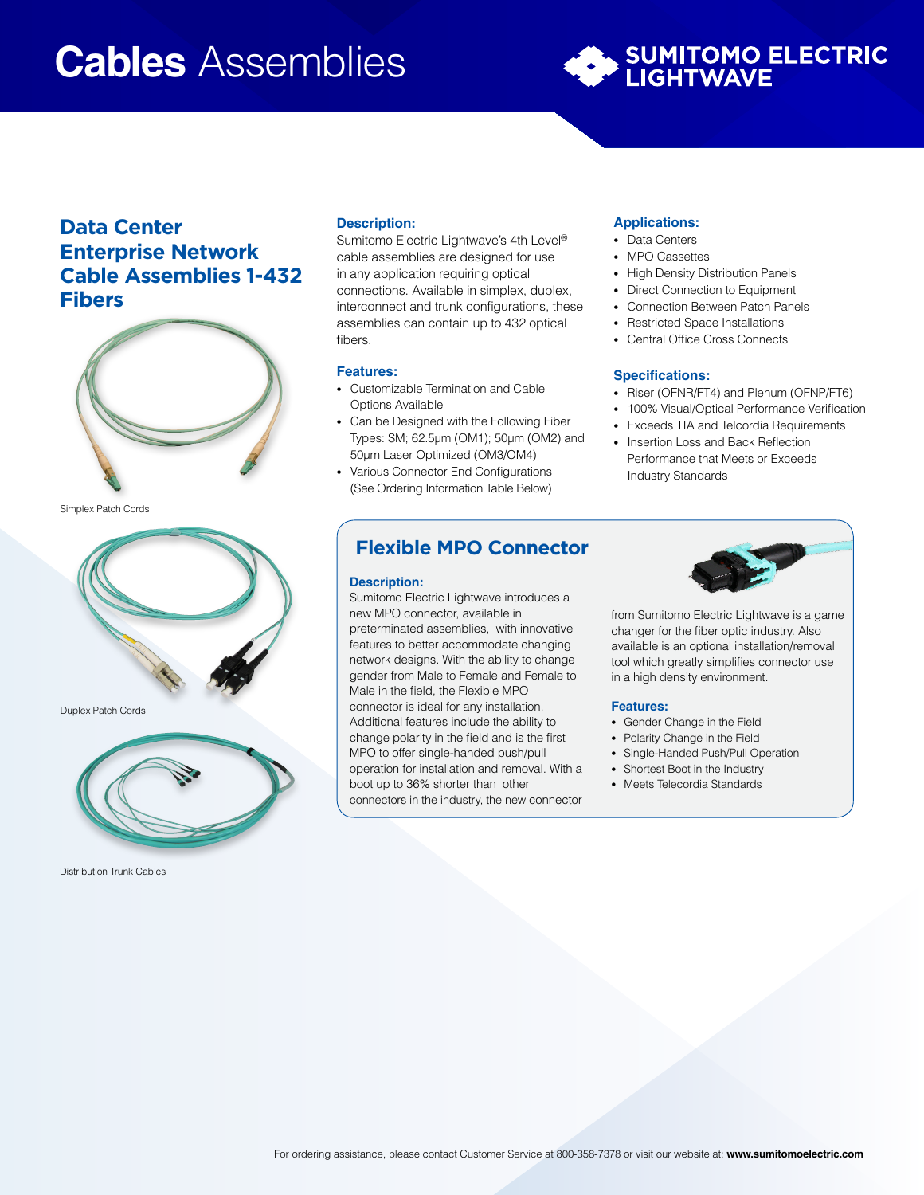# Cables Assemblies

SUMITOMO ELECTRIC LIGHTWAVE

## Data Center Enterprise Network Cable Assemblies 1-432 Fibers

Simplex Patch Cords

Duplex Patch Cords

Distribution Trunk Cables

### Description:

Sumitomo Electric Lightwave's 4th Level® cable assemblies are designed for use in any application requiring optical connections. Available in simplex, duplex, interconnect and trunk configurations, these assemblies can contain up to 432 optical fibers.

### Features:

- Customizable Termination and Cable Options Available
- Can be Designed with the Following Fiber Types: SM; 62.5µm (OM1); 50µm (OM2) and 50µm Laser Optimized (OM3/OM4)
- Various Connector End Configurations (See Ordering Information Table Below)

### Applications:

- Data Centers
- MPO Cassettes
- High Density Distribution Panels
- Direct Connection to Equipment
- Connection Between Patch Panels
- Restricted Space Installations
- Central Office Cross Connects

### Specifications:

- Riser (OFNR/FT4) and Plenum (OFNP/FT6)
- 100% Visual/Optical Performance Verification
- Exceeds TIA and Telcordia Requirements
- Insertion Loss and Back Reflection Performance that Meets or Exceeds Industry Standards

## Flexible MPO Connector

### Description:

Sumitomo Electric Lightwave introduces a new MPO connector, available in preterminated assemblies, with innovative features to better accommodate changing network designs. With the ability to change gender from Male to Female and Female to Male in the field, the Flexible MPO connector is ideal for any installation. Additional features include the ability to change polarity in the field and is the first MPO to offer single-handed push/pull operation for installation and removal. With a boot up to 36% shorter than other connectors in the industry, the new connector from Sumitomo Electric Lightwave is a game changer for the fiber optic industry. Also available is an optional installation/removal tool which greatly simplifies connector use in a high density environment.

### Features:

- Gender Change in the Field
- Polarity Change in the Field
- Single-Handed Push/Pull Operation
- Shortest Boot in the Industry
- Meets Telecordia Standards

For ordering assistance, please contact Customer Service at 800-358-7378 or visit our website at: **www.sumitomoelectric.com**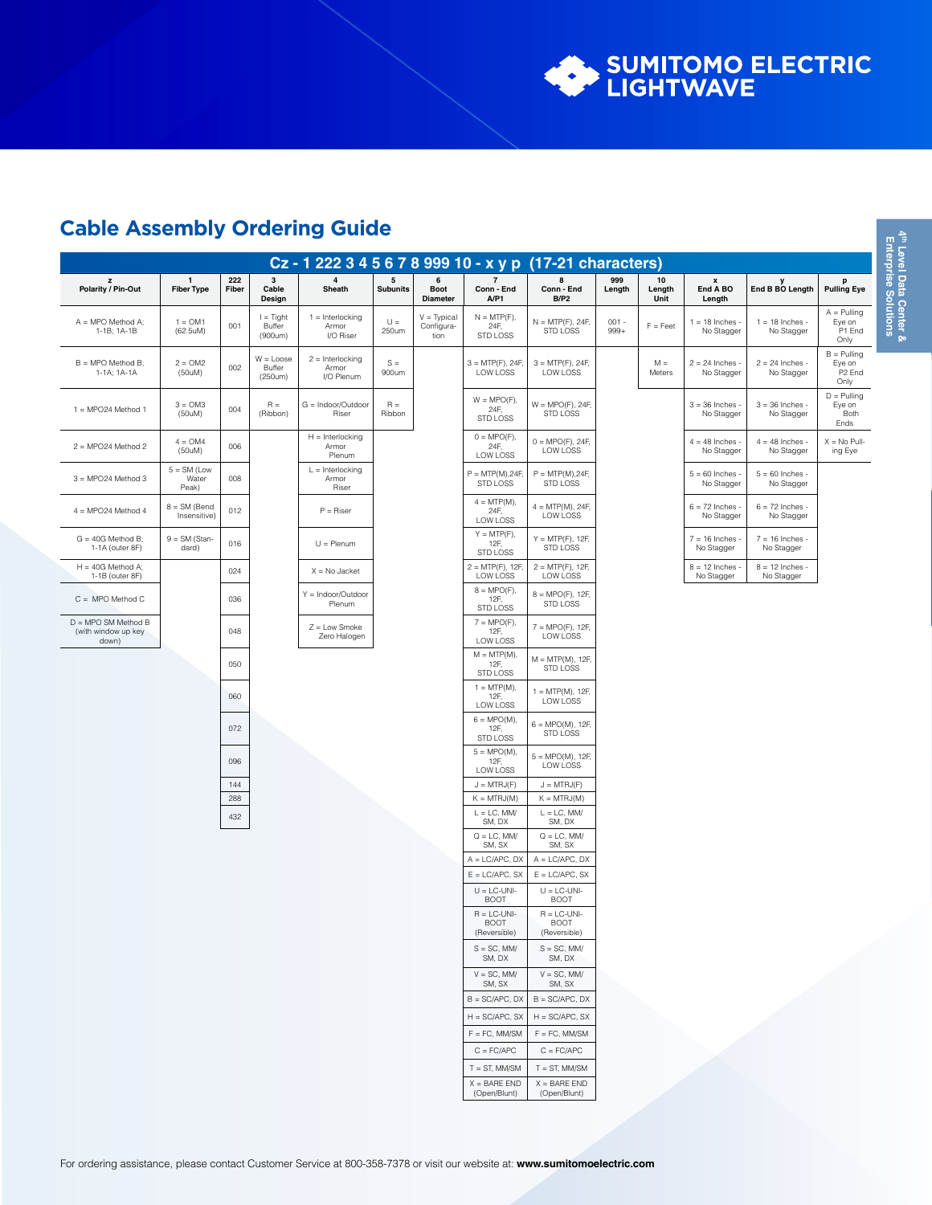## Cable Assembly Ordering Guide

**Cz - 1 222 3 4 5 6 7 8 999 10 - x y p (17-21 characters)**

| z Polarity / Pin-Out | 1 Fiber Type | 222 Fiber | 3 Cable Design | 4 Sheath | 5 Subunits | 6 Boot Diameter | 7 Conn - End A/P1 | 8 Conn - End B/P2 | 999 Length | 10 Length Unit | x End A BO Length | y End B BO Length | p Pulling Eye |
|---|---|---|---|---|---|---|---|---|---|---|---|---|---|
| A = MPO Method A; 1-1B; 1A-1B | 1 = OM1 (62.5uM) | 001 | I = Tight Buffer (900um) | 1 = Interlocking Armor I/O Riser | U = 250um | V = Typical Configuration | N = MTP(F), 24F, STD LOSS | N = MTP(F), 24F, STD LOSS | 001 - 999+ | F = Feet | 1 = 18 Inches - No Stagger | 1 = 18 Inches - No Stagger | A = Pulling Eye on P1 End Only |
| B = MPO Method B; 1-1A; 1A-1A | 2 = OM2 (50uM) | 002 | W = Loose Buffer (250um) | 2 = Interlocking Armor I/O Plenum | S = 900um | | 3 = MTP(F), 24F, LOW LOSS | 3 = MTP(F), 24F, LOW LOSS | | M = Meters | 2 = 24 Inches - No Stagger | 2 = 24 Inches - No Stagger | B = Pulling Eye on P2 End Only |
| 1 = MPO24 Method 1 | 3 = OM3 (50uM) | 004 | R = (Ribbon) | G = Indoor/Outdoor Riser | R = Ribbon | | W = MPO(F), 24F, STD LOSS | W = MPO(F), 24F, STD LOSS | | | 3 = 36 Inches - No Stagger | 3 = 36 Inches - No Stagger | D = Pulling Eye on Both Ends |
| 2 = MPO24 Method 2 | 4 = OM4 (50uM) | 006 | | H = Interlocking Armor Plenum | | | 0 = MPO(F), 24F, LOW LOSS | 0 = MPO(F), 24F, LOW LOSS | | | 4 = 48 Inches - No Stagger | 4 = 48 Inches - No Stagger | X = No Pulling Eye |
| 3 = MPO24 Method 3 | 5 = SM (Low Water Peak) | 008 | | L = Interlocking Armor Riser | | | P = MTP(M),24F, STD LOSS | P = MTP(M),24F, STD LOSS | | | 5 = 60 Inches - No Stagger | 5 = 60 Inches - No Stagger | |
| 4 = MPO24 Method 4 | 8 = SM (Bend Insensitive) | 012 | | P = Riser | | | 4 = MTP(M), 24F, LOW LOSS | 4 = MTP(M), 24F, LOW LOSS | | | 6 = 72 Inches - No Stagger | 6 = 72 Inches - No Stagger | |
| G = 40G Method B; 1-1A (outer 8F) | 9 = SM (Standard) | 016 | | U = Plenum | | | Y = MTP(F), 12F, STD LOSS | Y = MTP(F), 12F, STD LOSS | | | 7 = 16 Inches - No Stagger | 7 = 16 Inches - No Stagger | |
| H = 40G Method A; 1-1B (outer 8F) | | 024 | | X = No Jacket | | | 2 = MTP(F), 12F, LOW LOSS | 2 = MTP(F), 12F, LOW LOSS | | | 8 = 12 Inches - No Stagger | 8 = 12 Inches - No Stagger | |
| C = MPO Method C | | 036 | | Y = Indoor/Outdoor Plenum | | | 8 = MPO(F), 12F, STD LOSS | 8 = MPO(F), 12F, STD LOSS | | | | | |
| D = MPO SM Method B (with window up key down) | | 048 | | Z = Low Smoke Zero Halogen | | | 7 = MPO(F), 12F, LOW LOSS | 7 = MPO(F), 12F, LOW LOSS | | | | | |
| | | 050 | | | | | M = MTP(M), 12F, STD LOSS | M = MTP(M), 12F, STD LOSS | | | | | |
| | | 060 | | | | | 1 = MTP(M), 12F, LOW LOSS | 1 = MTP(M), 12F, LOW LOSS | | | | | |
| | | 072 | | | | | 6 = MPO(M), 12F, STD LOSS | 6 = MPO(M), 12F, STD LOSS | | | | | |
| | | 096 | | | | | 5 = MPO(M), 12F, LOW LOSS | 5 = MPO(M), 12F, LOW LOSS | | | | | |
| | | 144 | | | | | J = MTRJ(F) | J = MTRJ(F) | | | | | |
| | | 288 | | | | | K = MTRJ(M) | K = MTRJ(M) | | | | | |
| | | 432 | | | | | L = LC, MM/SM, DX | L = LC, MM/SM, DX | | | | | |
| | | | | | | | Q = LC, MM/SM, SX | Q = LC, MM/SM, SX | | | | | |
| | | | | | | | A = LC/APC, DX | A = LC/APC, DX | | | | | |
| | | | | | | | E = LC/APC, SX | E = LC/APC, SX | | | | | |
| | | | | | | | U = LC-UNI-BOOT | U = LC-UNI-BOOT | | | | | |
| | | | | | | | R = LC-UNI-BOOT (Reversible) | R = LC-UNI-BOOT (Reversible) | | | | | |
| | | | | | | | S = SC, MM/SM, DX | S = SC, MM/SM, DX | | | | | |
| | | | | | | | V = SC, MM/SM, SX | V = SC, MM/SM, SX | | | | | |
| | | | | | | | B = SC/APC, DX | B = SC/APC, DX | | | | | |
| | | | | | | | H = SC/APC, SX | H = SC/APC, SX | | | | | |
| | | | | | | | F = FC, MM/SM | F = FC, MM/SM | | | | | |
| | | | | | | | C = FC/APC | C = FC/APC | | | | | |
| | | | | | | | T = ST, MM/SM | T = ST, MM/SM | | | | | |
| | | | | | | | X = BARE END (Open/Blunt) | X = BARE END (Open/Blunt) | | | | | |

For ordering assistance, please contact Customer Service at 800-358-7378 or visit our website at: **www.sumitomoelectric.com**